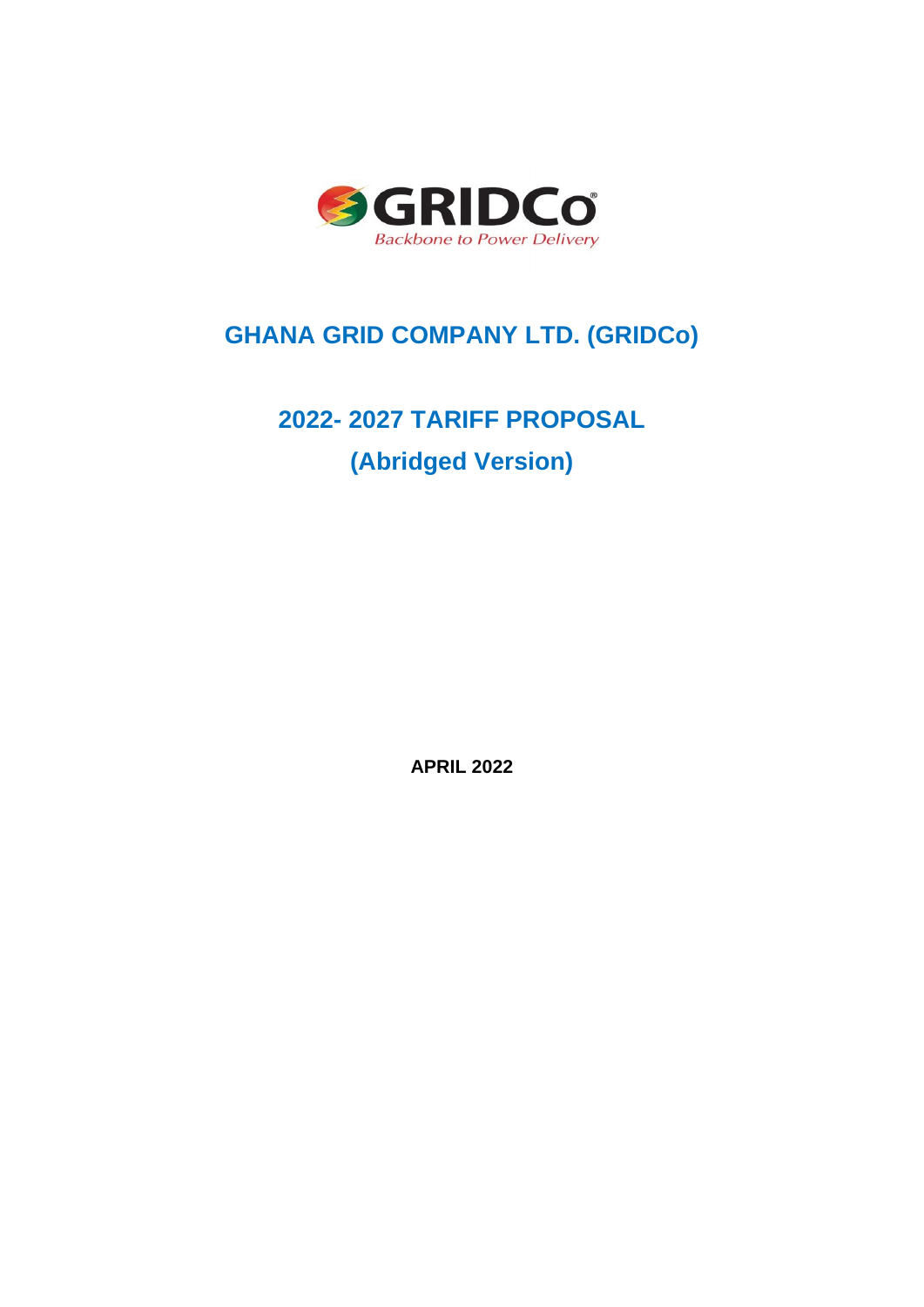GRIDCo

*Backbone to Power Delivery*

# GHANA GRID COMPANY LTD. (GRIDCo)

## 2022- 2027 TARIFF PROPOSAL

## (Abridged Version)

**APRIL 2022**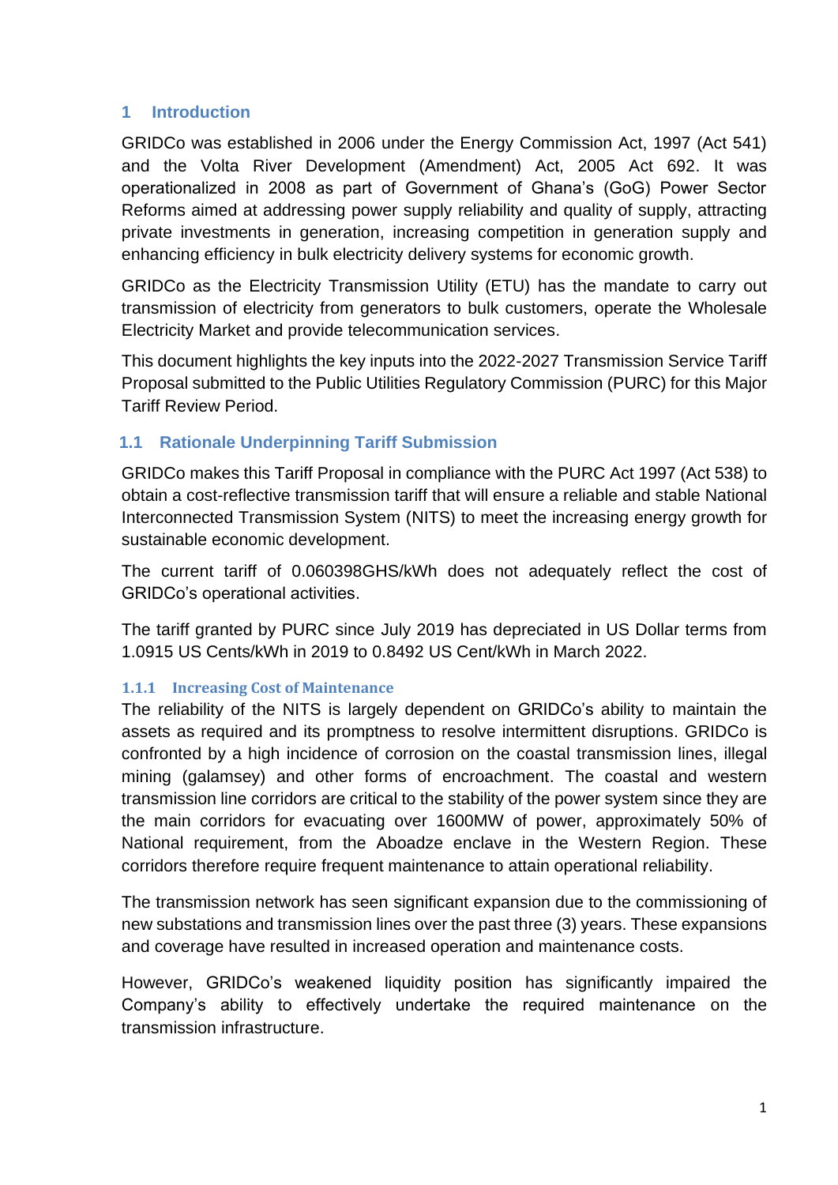# 1 Introduction

GRIDCo was established in 2006 under the Energy Commission Act, 1997 (Act 541) and the Volta River Development (Amendment) Act, 2005 Act 692. It was operationalized in 2008 as part of Government of Ghana's (GoG) Power Sector Reforms aimed at addressing power supply reliability and quality of supply, attracting private investments in generation, increasing competition in generation supply and enhancing efficiency in bulk electricity delivery systems for economic growth.

GRIDCo as the Electricity Transmission Utility (ETU) has the mandate to carry out transmission of electricity from generators to bulk customers, operate the Wholesale Electricity Market and provide telecommunication services.

This document highlights the key inputs into the 2022-2027 Transmission Service Tariff Proposal submitted to the Public Utilities Regulatory Commission (PURC) for this Major Tariff Review Period.

## 1.1 Rationale Underpinning Tariff Submission

GRIDCo makes this Tariff Proposal in compliance with the PURC Act 1997 (Act 538) to obtain a cost-reflective transmission tariff that will ensure a reliable and stable National Interconnected Transmission System (NITS) to meet the increasing energy growth for sustainable economic development.

The current tariff of 0.060398GHS/kWh does not adequately reflect the cost of GRIDCo's operational activities.

The tariff granted by PURC since July 2019 has depreciated in US Dollar terms from 1.0915 US Cents/kWh in 2019 to 0.8492 US Cent/kWh in March 2022.

### 1.1.1 Increasing Cost of Maintenance

The reliability of the NITS is largely dependent on GRIDCo's ability to maintain the assets as required and its promptness to resolve intermittent disruptions. GRIDCo is confronted by a high incidence of corrosion on the coastal transmission lines, illegal mining (galamsey) and other forms of encroachment. The coastal and western transmission line corridors are critical to the stability of the power system since they are the main corridors for evacuating over 1600MW of power, approximately 50% of National requirement, from the Aboadze enclave in the Western Region. These corridors therefore require frequent maintenance to attain operational reliability.

The transmission network has seen significant expansion due to the commissioning of new substations and transmission lines over the past three (3) years. These expansions and coverage have resulted in increased operation and maintenance costs.

However, GRIDCo's weakened liquidity position has significantly impaired the Company's ability to effectively undertake the required maintenance on the transmission infrastructure.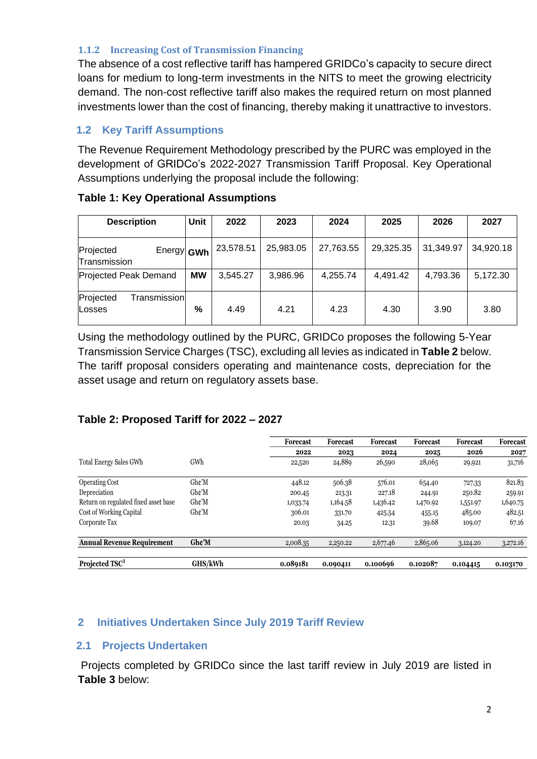### 1.1.2 Increasing Cost of Transmission Financing

The absence of a cost reflective tariff has hampered GRIDCo's capacity to secure direct loans for medium to long-term investments in the NITS to meet the growing electricity demand. The non-cost reflective tariff also makes the required return on most planned investments lower than the cost of financing, thereby making it unattractive to investors.

## 1.2 Key Tariff Assumptions

The Revenue Requirement Methodology prescribed by the PURC was employed in the development of GRIDCo's 2022-2027 Transmission Tariff Proposal. Key Operational Assumptions underlying the proposal include the following:

**Table 1: Key Operational Assumptions**

| Description | Unit | 2022 | 2023 | 2024 | 2025 | 2026 | 2027 |
|---|---|---|---|---|---|---|---|
| Projected Energy Transmission | GWh | 23,578.51 | 25,983.05 | 27,763.55 | 29,325.35 | 31,349.97 | 34,920.18 |
| Projected Peak Demand | MW | 3,545.27 | 3,986.96 | 4,255.74 | 4,491.42 | 4,793.36 | 5,172.30 |
| Projected Transmission Losses | % | 4.49 | 4.21 | 4.23 | 4.30 | 3.90 | 3.80 |

Using the methodology outlined by the PURC, GRIDCo proposes the following 5-Year Transmission Service Charges (TSC), excluding all levies as indicated in **Table 2** below. The tariff proposal considers operating and maintenance costs, depreciation for the asset usage and return on regulatory assets base.

**Table 2: Proposed Tariff for 2022 – 2027**

| | | Forecast 2022 | Forecast 2023 | Forecast 2024 | Forecast 2025 | Forecast 2026 | Forecast 2027 |
|---|---|---|---|---|---|---|---|
| Total Energy Sales GWh | GWh | 22,520 | 24,889 | 26,590 | 28,065 | 29,921 | 31,716 |
| Operating Cost | Gh¢'M | 448.12 | 506.38 | 576.01 | 654.40 | 727.33 | 821.83 |
| Depreciation | Gh¢'M | 200.45 | 213.31 | 227.18 | 244.91 | 250.82 | 259.91 |
| Return on regulated fixed asset base | Gh¢'M | 1,033.74 | 1,164.58 | 1,436.42 | 1,470.92 | 1,551.97 | 1,640.75 |
| Cost of Working Capital | Gh¢'M | 306.01 | 331.70 | 425.54 | 455.15 | 485.00 | 482.51 |
| Corporate Tax | | 20.03 | 34.25 | 12.31 | 39.68 | 109.07 | 67.16 |
| **Annual Revenue Requirement** | **Gh¢'M** | 2,008.35 | 2,250.22 | 2,677.46 | 2,865.06 | 3,124.20 | 3,272.16 |
| **Projected TSC[3]** | **GHS/kWh** | **0.089181** | **0.090411** | **0.100696** | **0.102087** | **0.104415** | **0.103170** |

## 2 Initiatives Undertaken Since July 2019 Tariff Review

## 2.1 Projects Undertaken

Projects completed by GRIDCo since the last tariff review in July 2019 are listed in **Table 3** below: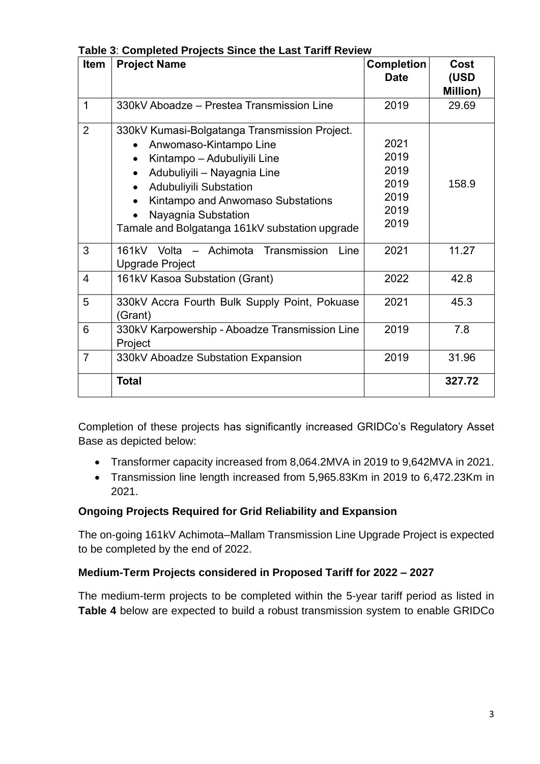**Table 3**: **Completed Projects Since the Last Tariff Review**

| Item | Project Name | Completion Date | Cost (USD Million) |
|---|---|---|---|
| 1 | 330kV Aboadze – Prestea Transmission Line | 2019 | 29.69 |
| 2 | 330kV Kumasi-Bolgatanga Transmission Project.<br>• Anwomaso-Kintampo Line<br>• Kintampo – Adubuliyili Line<br>• Adubuliyili – Nayagnia Line<br>• Adubuliyili Substation<br>• Kintampo and Anwomaso Substations<br>• Nayagnia Substation<br>Tamale and Bolgatanga 161kV substation upgrade | <br>2021<br>2019<br>2019<br>2019<br>2019<br>2019<br>2019 | 158.9 |
| 3 | 161kV Volta – Achimota Transmission Line Upgrade Project | 2021 | 11.27 |
| 4 | 161kV Kasoa Substation (Grant) | 2022 | 42.8 |
| 5 | 330kV Accra Fourth Bulk Supply Point, Pokuase (Grant) | 2021 | 45.3 |
| 6 | 330kV Karpowership - Aboadze Transmission Line Project | 2019 | 7.8 |
| 7 | 330kV Aboadze Substation Expansion | 2019 | 31.96 |
| | **Total** | | **327.72** |

Completion of these projects has significantly increased GRIDCo's Regulatory Asset Base as depicted below:

- Transformer capacity increased from 8,064.2MVA in 2019 to 9,642MVA in 2021.
- Transmission line length increased from 5,965.83Km in 2019 to 6,472.23Km in 2021.

**Ongoing Projects Required for Grid Reliability and Expansion**

The on-going 161kV Achimota–Mallam Transmission Line Upgrade Project is expected to be completed by the end of 2022.

**Medium-Term Projects considered in Proposed Tariff for 2022 – 2027**

The medium-term projects to be completed within the 5-year tariff period as listed in **Table 4** below are expected to build a robust transmission system to enable GRIDCo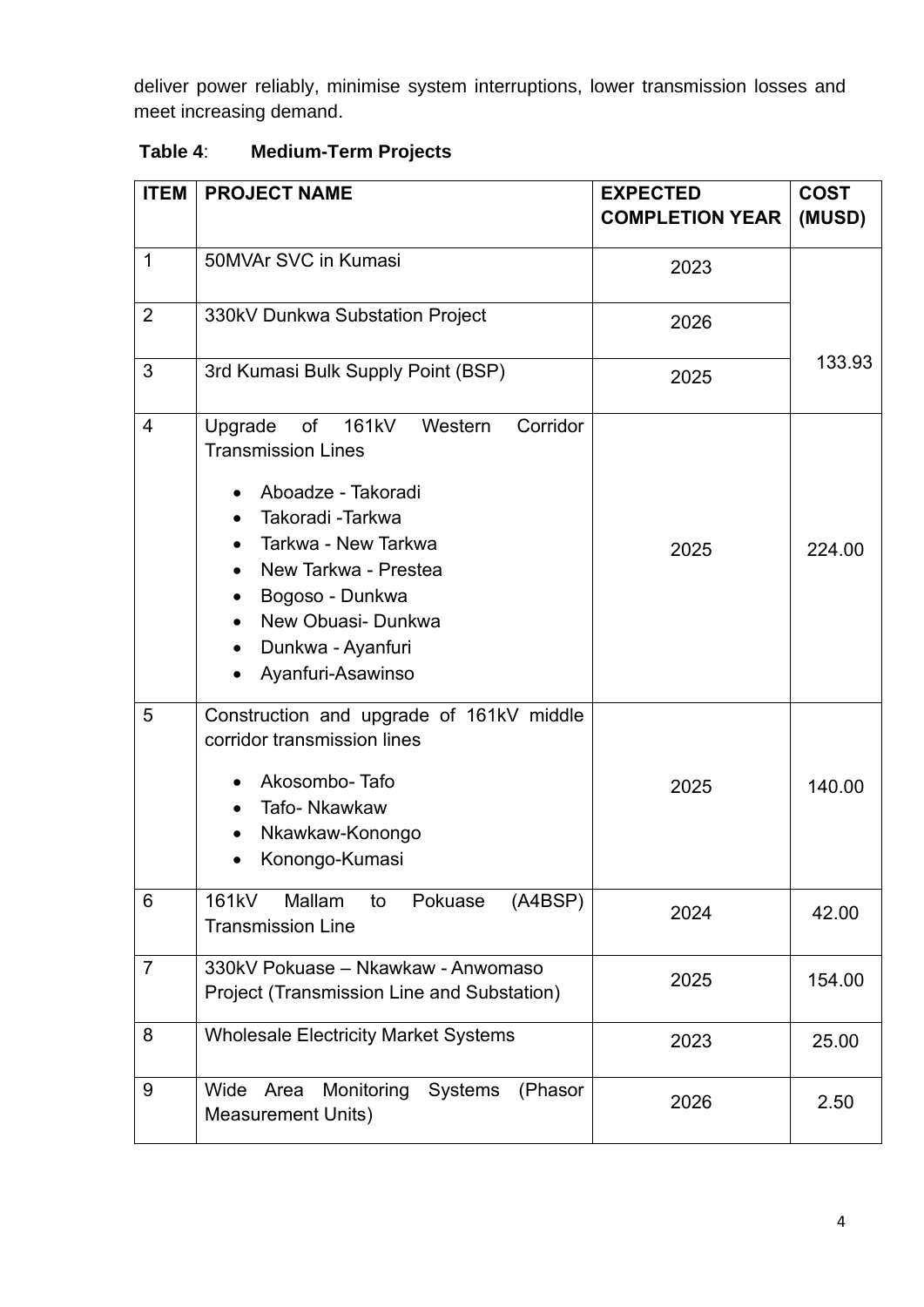deliver power reliably, minimise system interruptions, lower transmission losses and meet increasing demand.

**Table 4**: **Medium-Term Projects**

| ITEM | PROJECT NAME | EXPECTED COMPLETION YEAR | COST (MUSD) |
|---|---|---|---|
| 1 | 50MVAr SVC in Kumasi | 2023 | 133.93 |
| 2 | 330kV Dunkwa Substation Project | 2026 | |
| 3 | 3rd Kumasi Bulk Supply Point (BSP) | 2025 | |
| 4 | Upgrade of 161kV Western Corridor Transmission Lines<br>• Aboadze - Takoradi<br>• Takoradi -Tarkwa<br>• Tarkwa - New Tarkwa<br>• New Tarkwa - Prestea<br>• Bogoso - Dunkwa<br>• New Obuasi- Dunkwa<br>• Dunkwa - Ayanfuri<br>• Ayanfuri-Asawinso | 2025 | 224.00 |
| 5 | Construction and upgrade of 161kV middle corridor transmission lines<br>• Akosombo- Tafo<br>• Tafo- Nkawkaw<br>• Nkawkaw-Konongo<br>• Konongo-Kumasi | 2025 | 140.00 |
| 6 | 161kV Mallam to Pokuase (A4BSP) Transmission Line | 2024 | 42.00 |
| 7 | 330kV Pokuase – Nkawkaw - Anwomaso Project (Transmission Line and Substation) | 2025 | 154.00 |
| 8 | Wholesale Electricity Market Systems | 2023 | 25.00 |
| 9 | Wide Area Monitoring Systems (Phasor Measurement Units) | 2026 | 2.50 |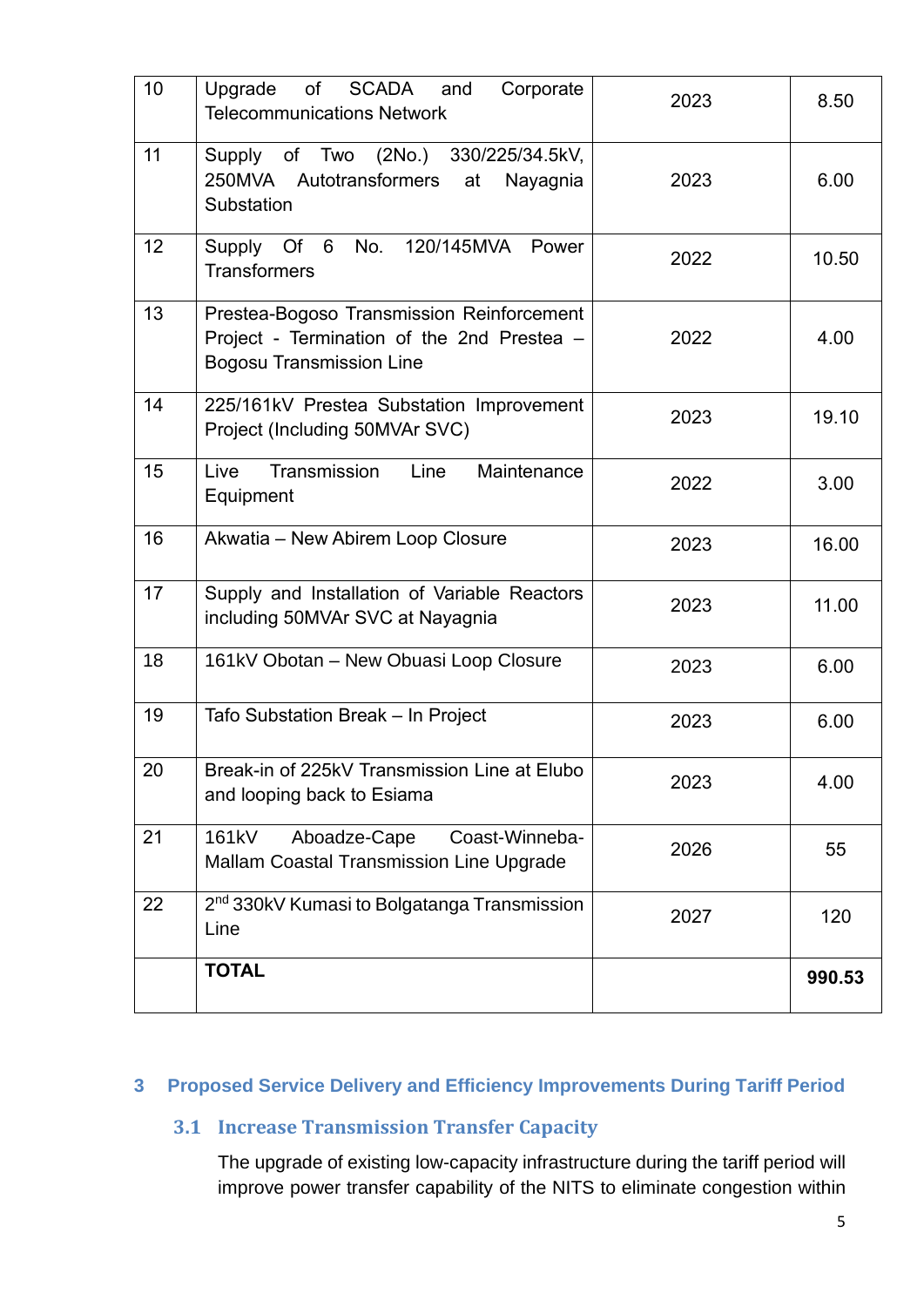| | | | |
|---|---|---|---|
| 10 | Upgrade of SCADA and Corporate Telecommunications Network | 2023 | 8.50 |
| 11 | Supply of Two (2No.) 330/225/34.5kV, 250MVA Autotransformers at Nayagnia Substation | 2023 | 6.00 |
| 12 | Supply Of 6 No. 120/145MVA Power Transformers | 2022 | 10.50 |
| 13 | Prestea-Bogoso Transmission Reinforcement Project - Termination of the 2nd Prestea – Bogosu Transmission Line | 2022 | 4.00 |
| 14 | 225/161kV Prestea Substation Improvement Project (Including 50MVAr SVC) | 2023 | 19.10 |
| 15 | Live Transmission Line Maintenance Equipment | 2022 | 3.00 |
| 16 | Akwatia – New Abirem Loop Closure | 2023 | 16.00 |
| 17 | Supply and Installation of Variable Reactors including 50MVAr SVC at Nayagnia | 2023 | 11.00 |
| 18 | 161kV Obotan – New Obuasi Loop Closure | 2023 | 6.00 |
| 19 | Tafo Substation Break – In Project | 2023 | 6.00 |
| 20 | Break-in of 225kV Transmission Line at Elubo and looping back to Esiama | 2023 | 4.00 |
| 21 | 161kV Aboadze-Cape Coast-Winneba-Mallam Coastal Transmission Line Upgrade | 2026 | 55 |
| 22 | 2nd 330kV Kumasi to Bolgatanga Transmission Line | 2027 | 120 |
| | **TOTAL** | | **990.53** |

## 3 Proposed Service Delivery and Efficiency Improvements During Tariff Period

### 3.1 Increase Transmission Transfer Capacity

The upgrade of existing low-capacity infrastructure during the tariff period will improve power transfer capability of the NITS to eliminate congestion within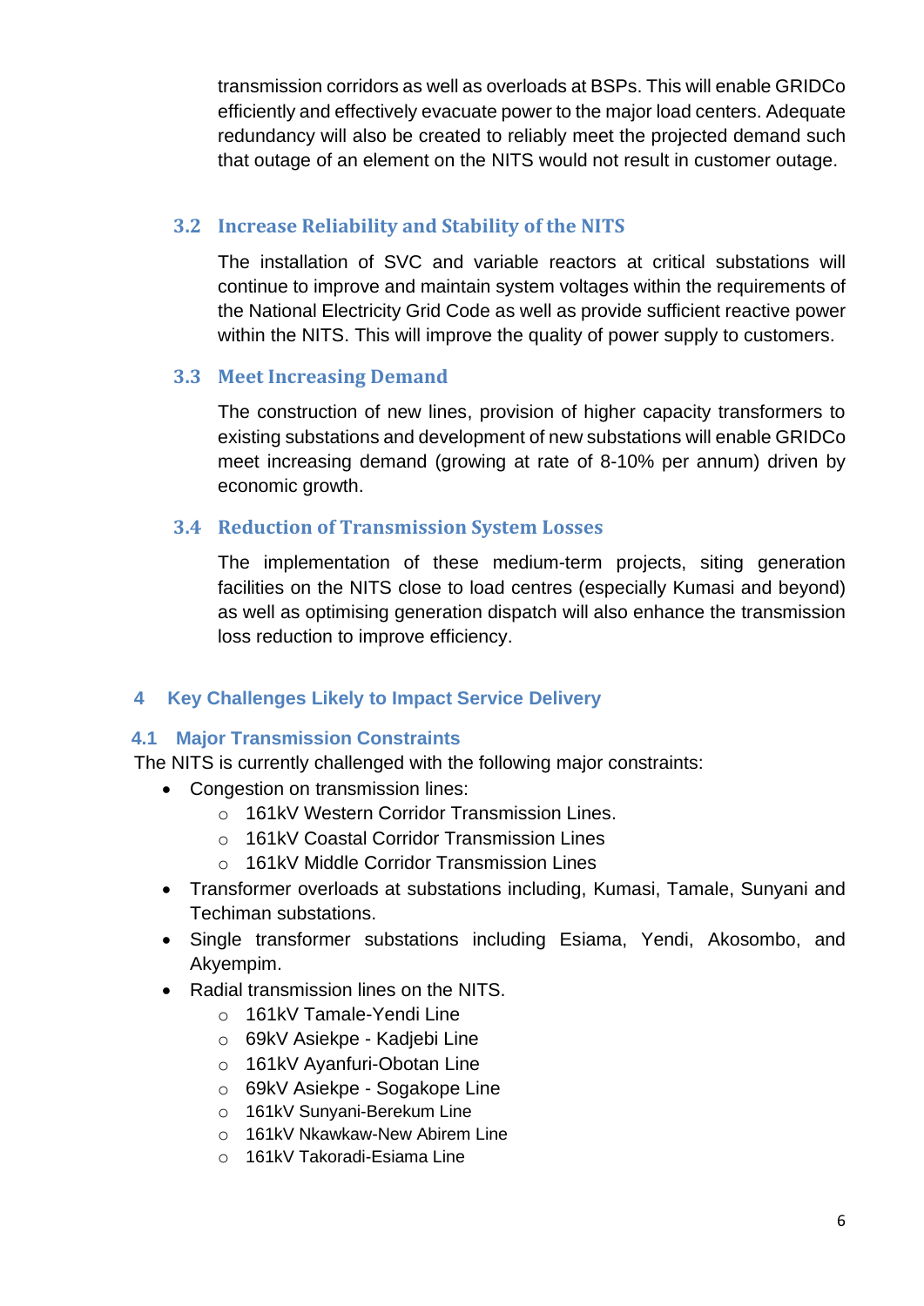transmission corridors as well as overloads at BSPs. This will enable GRIDCo efficiently and effectively evacuate power to the major load centers. Adequate redundancy will also be created to reliably meet the projected demand such that outage of an element on the NITS would not result in customer outage.

### 3.2 Increase Reliability and Stability of the NITS

The installation of SVC and variable reactors at critical substations will continue to improve and maintain system voltages within the requirements of the National Electricity Grid Code as well as provide sufficient reactive power within the NITS. This will improve the quality of power supply to customers.

### 3.3 Meet Increasing Demand

The construction of new lines, provision of higher capacity transformers to existing substations and development of new substations will enable GRIDCo meet increasing demand (growing at rate of 8-10% per annum) driven by economic growth.

### 3.4 Reduction of Transmission System Losses

The implementation of these medium-term projects, siting generation facilities on the NITS close to load centres (especially Kumasi and beyond) as well as optimising generation dispatch will also enhance the transmission loss reduction to improve efficiency.

## 4 Key Challenges Likely to Impact Service Delivery

### 4.1 Major Transmission Constraints

The NITS is currently challenged with the following major constraints:

- Congestion on transmission lines:
  - 161kV Western Corridor Transmission Lines.
  - 161kV Coastal Corridor Transmission Lines
  - 161kV Middle Corridor Transmission Lines
- Transformer overloads at substations including, Kumasi, Tamale, Sunyani and Techiman substations.
- Single transformer substations including Esiama, Yendi, Akosombo, and Akyempim.
- Radial transmission lines on the NITS.
  - 161kV Tamale-Yendi Line
  - 69kV Asiekpe - Kadjebi Line
  - 161kV Ayanfuri-Obotan Line
  - 69kV Asiekpe - Sogakope Line
  - 161kV Sunyani-Berekum Line
  - 161kV Nkawkaw-New Abirem Line
  - 161kV Takoradi-Esiama Line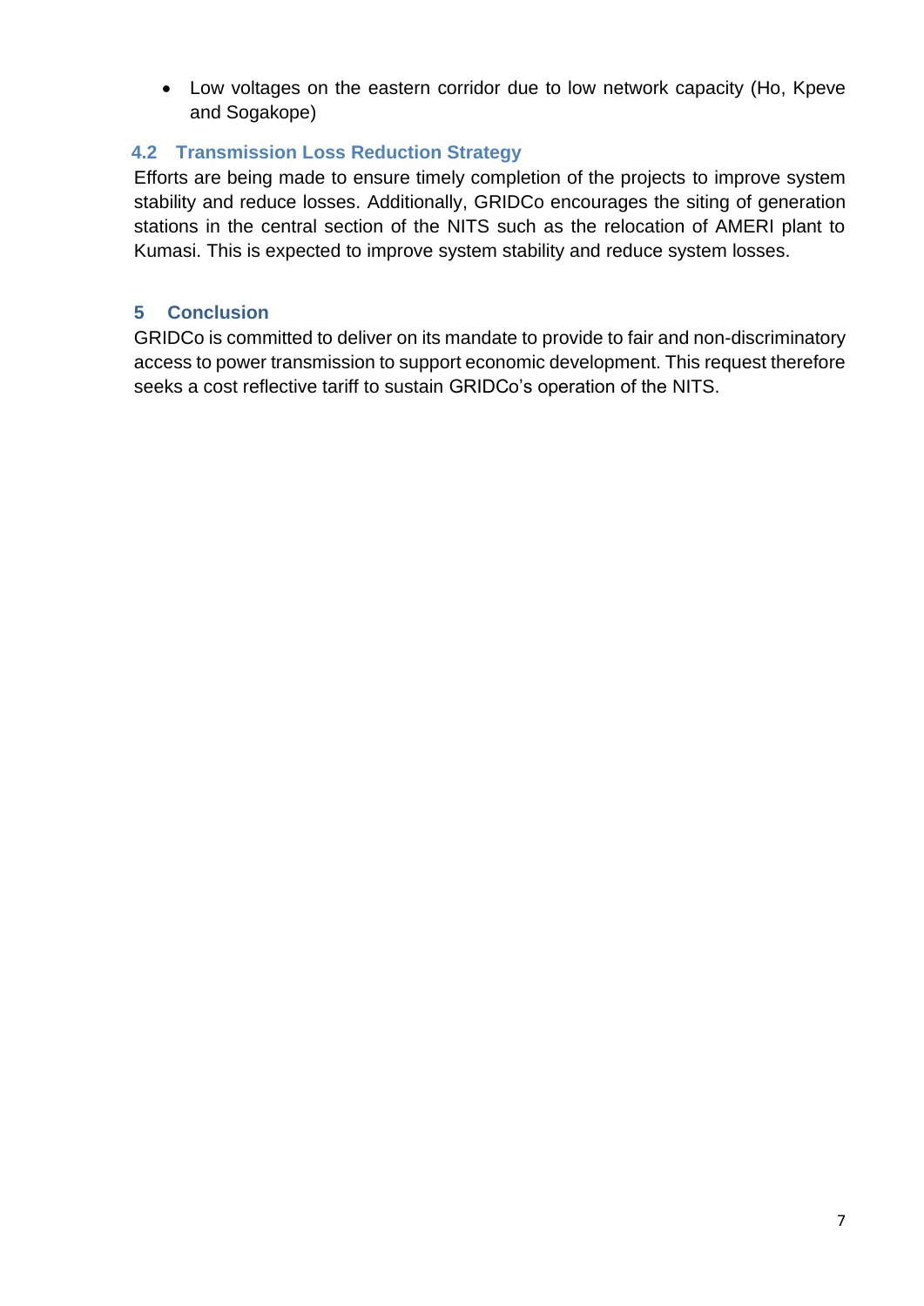- Low voltages on the eastern corridor due to low network capacity (Ho, Kpeve and Sogakope)

### 4.2 Transmission Loss Reduction Strategy

Efforts are being made to ensure timely completion of the projects to improve system stability and reduce losses. Additionally, GRIDCo encourages the siting of generation stations in the central section of the NITS such as the relocation of AMERI plant to Kumasi. This is expected to improve system stability and reduce system losses.

## 5 Conclusion

GRIDCo is committed to deliver on its mandate to provide to fair and non-discriminatory access to power transmission to support economic development. This request therefore seeks a cost reflective tariff to sustain GRIDCo's operation of the NITS.